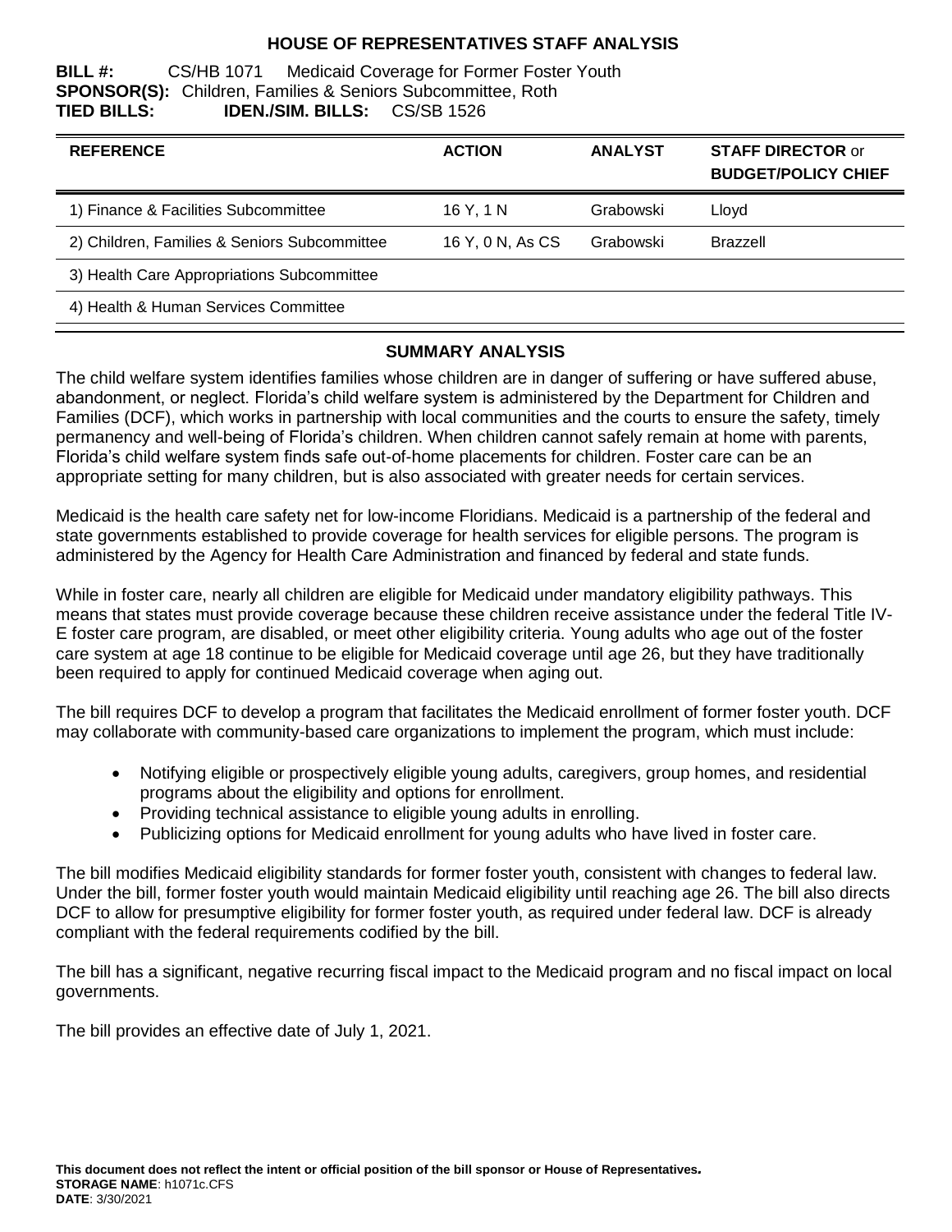# HOUSE OF REPRESENTATIVES STAFF ANALYSIS

**BILL #:** CS/HB 1071 Medicaid Coverage for Former Foster Youth
**SPONSOR(S):** Children, Families & Seniors Subcommittee, Roth
**TIED BILLS:** **IDEN./SIM. BILLS:** CS/SB 1526

| REFERENCE | ACTION | ANALYST | STAFF DIRECTOR or BUDGET/POLICY CHIEF |
|---|---|---|---|
| 1) Finance & Facilities Subcommittee | 16 Y, 1 N | Grabowski | Lloyd |
| 2) Children, Families & Seniors Subcommittee | 16 Y, 0 N, As CS | Grabowski | Brazzell |
| 3) Health Care Appropriations Subcommittee | | | |
| 4) Health & Human Services Committee | | | |

## SUMMARY ANALYSIS

The child welfare system identifies families whose children are in danger of suffering or have suffered abuse, abandonment, or neglect. Florida's child welfare system is administered by the Department for Children and Families (DCF), which works in partnership with local communities and the courts to ensure the safety, timely permanency and well-being of Florida's children. When children cannot safely remain at home with parents, Florida's child welfare system finds safe out-of-home placements for children. Foster care can be an appropriate setting for many children, but is also associated with greater needs for certain services.

Medicaid is the health care safety net for low-income Floridians. Medicaid is a partnership of the federal and state governments established to provide coverage for health services for eligible persons. The program is administered by the Agency for Health Care Administration and financed by federal and state funds.

While in foster care, nearly all children are eligible for Medicaid under mandatory eligibility pathways. This means that states must provide coverage because these children receive assistance under the federal Title IV-E foster care program, are disabled, or meet other eligibility criteria. Young adults who age out of the foster care system at age 18 continue to be eligible for Medicaid coverage until age 26, but they have traditionally been required to apply for continued Medicaid coverage when aging out.

The bill requires DCF to develop a program that facilitates the Medicaid enrollment of former foster youth. DCF may collaborate with community-based care organizations to implement the program, which must include:

- Notifying eligible or prospectively eligible young adults, caregivers, group homes, and residential programs about the eligibility and options for enrollment.
- Providing technical assistance to eligible young adults in enrolling.
- Publicizing options for Medicaid enrollment for young adults who have lived in foster care.

The bill modifies Medicaid eligibility standards for former foster youth, consistent with changes to federal law. Under the bill, former foster youth would maintain Medicaid eligibility until reaching age 26. The bill also directs DCF to allow for presumptive eligibility for former foster youth, as required under federal law. DCF is already compliant with the federal requirements codified by the bill.

The bill has a significant, negative recurring fiscal impact to the Medicaid program and no fiscal impact on local governments.

The bill provides an effective date of July 1, 2021.

**This document does not reflect the intent or official position of the bill sponsor or House of Representatives.**
**STORAGE NAME**: h1071c.CFS
**DATE**: 3/30/2021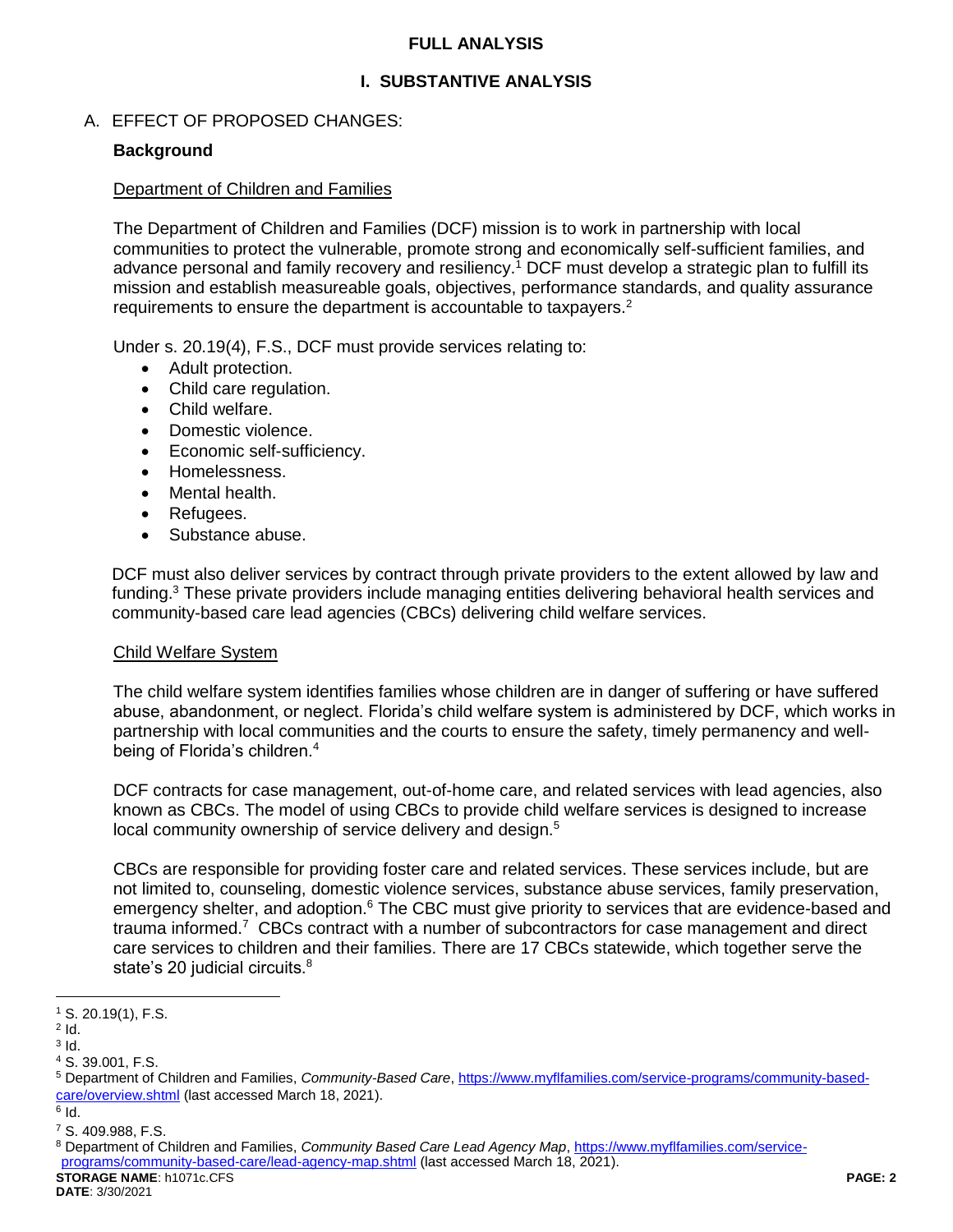## FULL ANALYSIS

## I. SUBSTANTIVE ANALYSIS

### A. EFFECT OF PROPOSED CHANGES:

**Background**

Department of Children and Families

The Department of Children and Families (DCF) mission is to work in partnership with local communities to protect the vulnerable, promote strong and economically self-sufficient families, and advance personal and family recovery and resiliency.[1] DCF must develop a strategic plan to fulfill its mission and establish measureable goals, objectives, performance standards, and quality assurance requirements to ensure the department is accountable to taxpayers.[2]

Under s. 20.19(4), F.S., DCF must provide services relating to:

- Adult protection.
- Child care regulation.
- Child welfare.
- Domestic violence.
- Economic self-sufficiency.
- Homelessness.
- Mental health.
- Refugees.
- Substance abuse.

DCF must also deliver services by contract through private providers to the extent allowed by law and funding.[3] These private providers include managing entities delivering behavioral health services and community-based care lead agencies (CBCs) delivering child welfare services.

Child Welfare System

The child welfare system identifies families whose children are in danger of suffering or have suffered abuse, abandonment, or neglect. Florida's child welfare system is administered by DCF, which works in partnership with local communities and the courts to ensure the safety, timely permanency and well-being of Florida's children.[4]

DCF contracts for case management, out-of-home care, and related services with lead agencies, also known as CBCs. The model of using CBCs to provide child welfare services is designed to increase local community ownership of service delivery and design.[5]

CBCs are responsible for providing foster care and related services. These services include, but are not limited to, counseling, domestic violence services, substance abuse services, family preservation, emergency shelter, and adoption.[6] The CBC must give priority to services that are evidence-based and trauma informed.[7] CBCs contract with a number of subcontractors for case management and direct care services to children and their families. There are 17 CBCs statewide, which together serve the state's 20 judicial circuits.[8]

---

[1] S. 20.19(1), F.S.
[2] Id.
[3] Id.
[4] S. 39.001, F.S.
[5] Department of Children and Families, *Community-Based Care*, https://www.myflfamilies.com/service-programs/community-based-care/overview.shtml (last accessed March 18, 2021).
[6] Id.
[7] S. 409.988, F.S.
[8] Department of Children and Families, *Community Based Care Lead Agency Map*, https://www.myflfamilies.com/service-programs/community-based-care/lead-agency-map.shtml (last accessed March 18, 2021).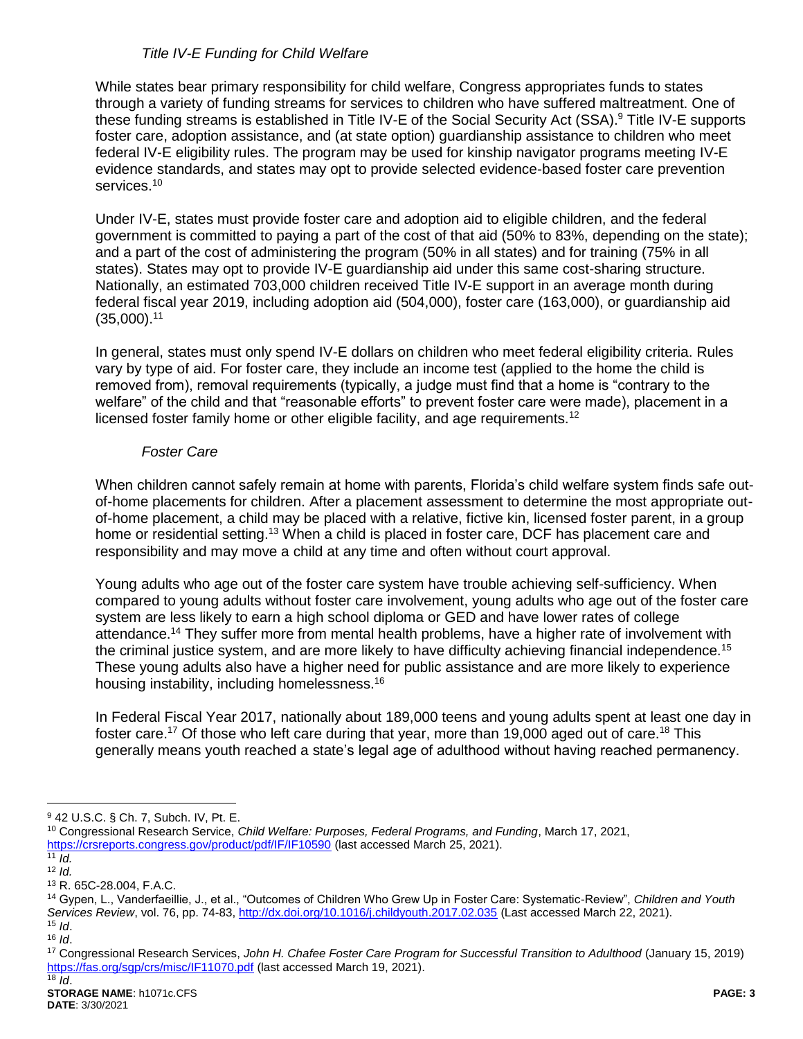### *Title IV-E Funding for Child Welfare*

While states bear primary responsibility for child welfare, Congress appropriates funds to states through a variety of funding streams for services to children who have suffered maltreatment. One of these funding streams is established in Title IV-E of the Social Security Act (SSA).[9] Title IV-E supports foster care, adoption assistance, and (at state option) guardianship assistance to children who meet federal IV-E eligibility rules. The program may be used for kinship navigator programs meeting IV-E evidence standards, and states may opt to provide selected evidence-based foster care prevention services.[10]

Under IV-E, states must provide foster care and adoption aid to eligible children, and the federal government is committed to paying a part of the cost of that aid (50% to 83%, depending on the state); and a part of the cost of administering the program (50% in all states) and for training (75% in all states). States may opt to provide IV-E guardianship aid under this same cost-sharing structure. Nationally, an estimated 703,000 children received Title IV-E support in an average month during federal fiscal year 2019, including adoption aid (504,000), foster care (163,000), or guardianship aid (35,000).[11]

In general, states must only spend IV-E dollars on children who meet federal eligibility criteria. Rules vary by type of aid. For foster care, they include an income test (applied to the home the child is removed from), removal requirements (typically, a judge must find that a home is "contrary to the welfare" of the child and that "reasonable efforts" to prevent foster care were made), placement in a licensed foster family home or other eligible facility, and age requirements.[12]

### *Foster Care*

When children cannot safely remain at home with parents, Florida's child welfare system finds safe out-of-home placements for children. After a placement assessment to determine the most appropriate out-of-home placement, a child may be placed with a relative, fictive kin, licensed foster parent, in a group home or residential setting.[13] When a child is placed in foster care, DCF has placement care and responsibility and may move a child at any time and often without court approval.

Young adults who age out of the foster care system have trouble achieving self-sufficiency. When compared to young adults without foster care involvement, young adults who age out of the foster care system are less likely to earn a high school diploma or GED and have lower rates of college attendance.[14] They suffer more from mental health problems, have a higher rate of involvement with the criminal justice system, and are more likely to have difficulty achieving financial independence.[15] These young adults also have a higher need for public assistance and are more likely to experience housing instability, including homelessness.[16]

In Federal Fiscal Year 2017, nationally about 189,000 teens and young adults spent at least one day in foster care.[17] Of those who left care during that year, more than 19,000 aged out of care.[18] This generally means youth reached a state's legal age of adulthood without having reached permanency.

---

[9] 42 U.S.C. § Ch. 7, Subch. IV, Pt. E.

[10] Congressional Research Service, *Child Welfare: Purposes, Federal Programs, and Funding*, March 17, 2021, https://crsreports.congress.gov/product/pdf/IF/IF10590 (last accessed March 25, 2021).

[11] *Id.*

[12] *Id.*

[13] R. 65C-28.004, F.A.C.

[14] Gypen, L., Vanderfaeillie, J., et al., "Outcomes of Children Who Grew Up in Foster Care: Systematic-Review", *Children and Youth Services Review*, vol. 76, pp. 74-83, http://dx.doi.org/10.1016/j.childyouth.2017.02.035 (Last accessed March 22, 2021).

[15] *Id*.

[16] *Id*.

[17] Congressional Research Services, *John H. Chafee Foster Care Program for Successful Transition to Adulthood* (January 15, 2019) https://fas.org/sgp/crs/misc/IF11070.pdf (last accessed March 19, 2021).

[18] *Id*.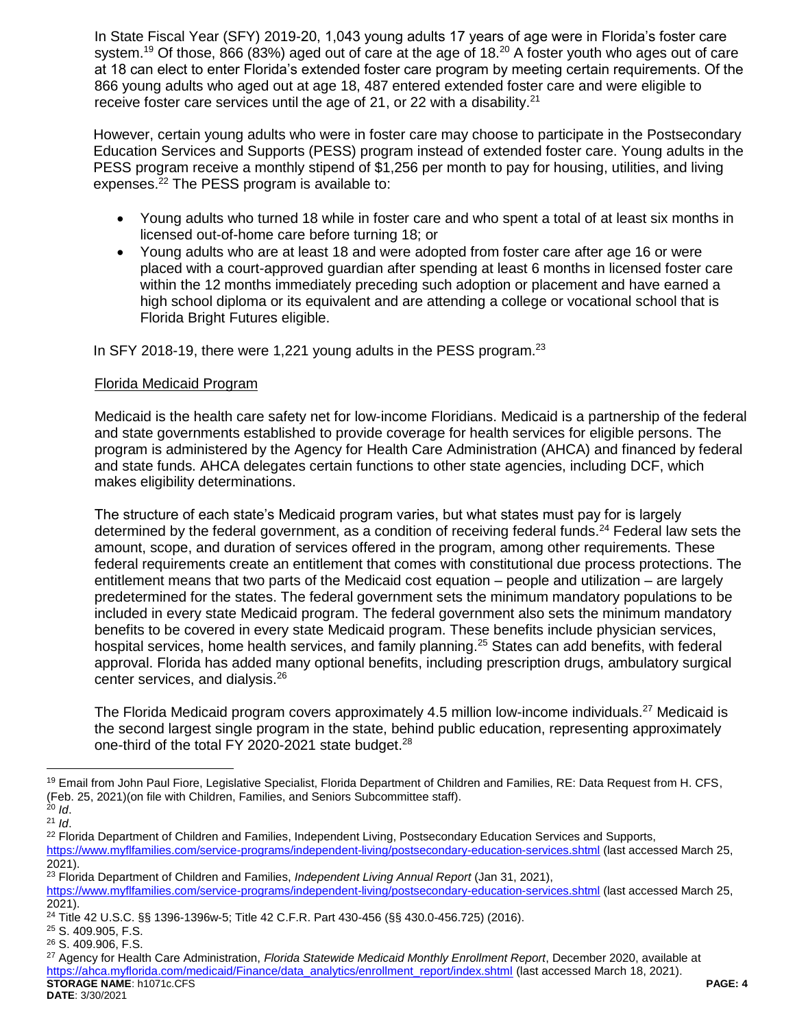In State Fiscal Year (SFY) 2019-20, 1,043 young adults 17 years of age were in Florida's foster care system.[19] Of those, 866 (83%) aged out of care at the age of 18.[20] A foster youth who ages out of care at 18 can elect to enter Florida's extended foster care program by meeting certain requirements. Of the 866 young adults who aged out at age 18, 487 entered extended foster care and were eligible to receive foster care services until the age of 21, or 22 with a disability.[21]

However, certain young adults who were in foster care may choose to participate in the Postsecondary Education Services and Supports (PESS) program instead of extended foster care. Young adults in the PESS program receive a monthly stipend of $1,256 per month to pay for housing, utilities, and living expenses.[22] The PESS program is available to:

- Young adults who turned 18 while in foster care and who spent a total of at least six months in licensed out-of-home care before turning 18; or
- Young adults who are at least 18 and were adopted from foster care after age 16 or were placed with a court-approved guardian after spending at least 6 months in licensed foster care within the 12 months immediately preceding such adoption or placement and have earned a high school diploma or its equivalent and are attending a college or vocational school that is Florida Bright Futures eligible.

In SFY 2018-19, there were 1,221 young adults in the PESS program.[23]

Florida Medicaid Program

Medicaid is the health care safety net for low-income Floridians. Medicaid is a partnership of the federal and state governments established to provide coverage for health services for eligible persons. The program is administered by the Agency for Health Care Administration (AHCA) and financed by federal and state funds. AHCA delegates certain functions to other state agencies, including DCF, which makes eligibility determinations.

The structure of each state's Medicaid program varies, but what states must pay for is largely determined by the federal government, as a condition of receiving federal funds.[24] Federal law sets the amount, scope, and duration of services offered in the program, among other requirements. These federal requirements create an entitlement that comes with constitutional due process protections. The entitlement means that two parts of the Medicaid cost equation – people and utilization – are largely predetermined for the states. The federal government sets the minimum mandatory populations to be included in every state Medicaid program. The federal government also sets the minimum mandatory benefits to be covered in every state Medicaid program. These benefits include physician services, hospital services, home health services, and family planning.[25] States can add benefits, with federal approval. Florida has added many optional benefits, including prescription drugs, ambulatory surgical center services, and dialysis.[26]

The Florida Medicaid program covers approximately 4.5 million low-income individuals.[27] Medicaid is the second largest single program in the state, behind public education, representing approximately one-third of the total FY 2020-2021 state budget.[28]

---

[19] Email from John Paul Fiore, Legislative Specialist, Florida Department of Children and Families, RE: Data Request from H. CFS, (Feb. 25, 2021)(on file with Children, Families, and Seniors Subcommittee staff).

[20] *Id*.

[21] *Id*.

[22] Florida Department of Children and Families, Independent Living, Postsecondary Education Services and Supports, https://www.myflfamilies.com/service-programs/independent-living/postsecondary-education-services.shtml (last accessed March 25, 2021).

[23] Florida Department of Children and Families, *Independent Living Annual Report* (Jan 31, 2021), https://www.myflfamilies.com/service-programs/independent-living/postsecondary-education-services.shtml (last accessed March 25, 2021).

[24] Title 42 U.S.C. §§ 1396-1396w-5; Title 42 C.F.R. Part 430-456 (§§ 430.0-456.725) (2016).

[25] S. 409.905, F.S.

[26] S. 409.906, F.S.

[27] Agency for Health Care Administration, *Florida Statewide Medicaid Monthly Enrollment Report*, December 2020, available at https://ahca.myflorida.com/medicaid/Finance/data_analytics/enrollment_report/index.shtml (last accessed March 18, 2021).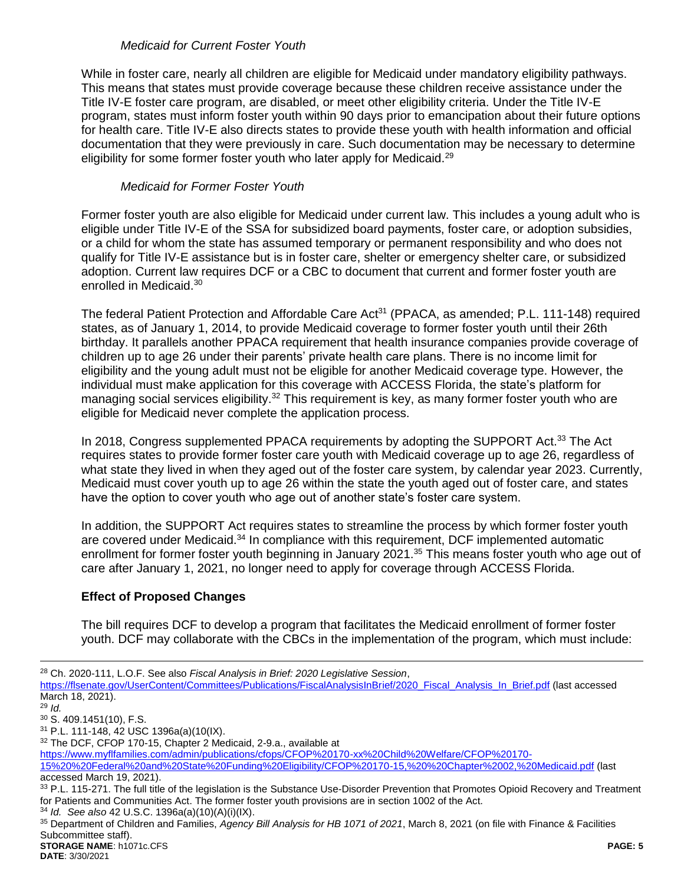*Medicaid for Current Foster Youth*

While in foster care, nearly all children are eligible for Medicaid under mandatory eligibility pathways. This means that states must provide coverage because these children receive assistance under the Title IV-E foster care program, are disabled, or meet other eligibility criteria. Under the Title IV-E program, states must inform foster youth within 90 days prior to emancipation about their future options for health care. Title IV-E also directs states to provide these youth with health information and official documentation that they were previously in care. Such documentation may be necessary to determine eligibility for some former foster youth who later apply for Medicaid.[29]

*Medicaid for Former Foster Youth*

Former foster youth are also eligible for Medicaid under current law. This includes a young adult who is eligible under Title IV-E of the SSA for subsidized board payments, foster care, or adoption subsidies, or a child for whom the state has assumed temporary or permanent responsibility and who does not qualify for Title IV-E assistance but is in foster care, shelter or emergency shelter care, or subsidized adoption. Current law requires DCF or a CBC to document that current and former foster youth are enrolled in Medicaid.[30]

The federal Patient Protection and Affordable Care Act[31] (PPACA, as amended; P.L. 111-148) required states, as of January 1, 2014, to provide Medicaid coverage to former foster youth until their 26th birthday. It parallels another PPACA requirement that health insurance companies provide coverage of children up to age 26 under their parents' private health care plans. There is no income limit for eligibility and the young adult must not be eligible for another Medicaid coverage type. However, the individual must make application for this coverage with ACCESS Florida, the state's platform for managing social services eligibility.[32] This requirement is key, as many former foster youth who are eligible for Medicaid never complete the application process.

In 2018, Congress supplemented PPACA requirements by adopting the SUPPORT Act.[33] The Act requires states to provide former foster care youth with Medicaid coverage up to age 26, regardless of what state they lived in when they aged out of the foster care system, by calendar year 2023. Currently, Medicaid must cover youth up to age 26 within the state the youth aged out of foster care, and states have the option to cover youth who age out of another state's foster care system.

In addition, the SUPPORT Act requires states to streamline the process by which former foster youth are covered under Medicaid.[34] In compliance with this requirement, DCF implemented automatic enrollment for former foster youth beginning in January 2021.[35] This means foster youth who age out of care after January 1, 2021, no longer need to apply for coverage through ACCESS Florida.

**Effect of Proposed Changes**

The bill requires DCF to develop a program that facilitates the Medicaid enrollment of former foster youth. DCF may collaborate with the CBCs in the implementation of the program, which must include:

---

[28] Ch. 2020-111, L.O.F. See also *Fiscal Analysis in Brief: 2020 Legislative Session*, https://flsenate.gov/UserContent/Committees/Publications/FiscalAnalysisInBrief/2020_Fiscal_Analysis_In_Brief.pdf (last accessed March 18, 2021).

[29] *Id.*

[30] S. 409.1451(10), F.S.

[31] P.L. 111-148, 42 USC 1396a(a)(10(IX).

[32] The DCF, CFOP 170-15, Chapter 2 Medicaid, 2-9.a., available at https://www.myflfamilies.com/admin/publications/cfops/CFOP%20170-xx%20Child%20Welfare/CFOP%20170-15%20%20Federal%20and%20State%20Funding%20Eligibility/CFOP%20170-15,%20%20Chapter%2002,%20Medicaid.pdf (last accessed March 19, 2021).

[33] P.L. 115-271. The full title of the legislation is the Substance Use-Disorder Prevention that Promotes Opioid Recovery and Treatment for Patients and Communities Act. The former foster youth provisions are in section 1002 of the Act.

[34] *Id. See also* 42 U.S.C. 1396a(a)(10)(A)(i)(IX).

[35] Department of Children and Families, *Agency Bill Analysis for HB 1071 of 2021*, March 8, 2021 (on file with Finance & Facilities Subcommittee staff).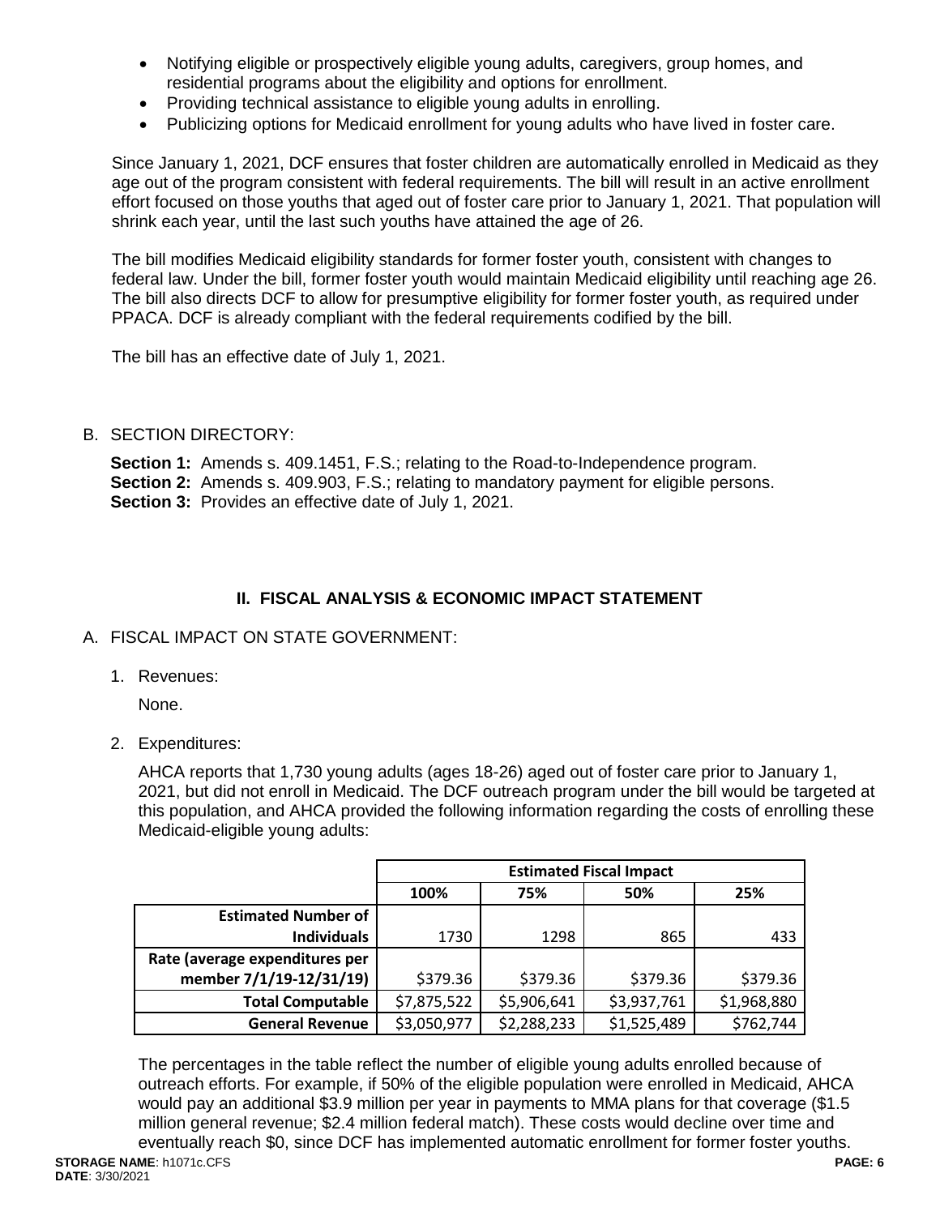- Notifying eligible or prospectively eligible young adults, caregivers, group homes, and residential programs about the eligibility and options for enrollment.
- Providing technical assistance to eligible young adults in enrolling.
- Publicizing options for Medicaid enrollment for young adults who have lived in foster care.

Since January 1, 2021, DCF ensures that foster children are automatically enrolled in Medicaid as they age out of the program consistent with federal requirements. The bill will result in an active enrollment effort focused on those youths that aged out of foster care prior to January 1, 2021. That population will shrink each year, until the last such youths have attained the age of 26.

The bill modifies Medicaid eligibility standards for former foster youth, consistent with changes to federal law. Under the bill, former foster youth would maintain Medicaid eligibility until reaching age 26. The bill also directs DCF to allow for presumptive eligibility for former foster youth, as required under PPACA. DCF is already compliant with the federal requirements codified by the bill.

The bill has an effective date of July 1, 2021.

B. SECTION DIRECTORY:

**Section 1:** Amends s. 409.1451, F.S.; relating to the Road-to-Independence program.
**Section 2:** Amends s. 409.903, F.S.; relating to mandatory payment for eligible persons.
**Section 3:** Provides an effective date of July 1, 2021.

## II. FISCAL ANALYSIS & ECONOMIC IMPACT STATEMENT

A. FISCAL IMPACT ON STATE GOVERNMENT:

1. Revenues:

   None.

2. Expenditures:

   AHCA reports that 1,730 young adults (ages 18-26) aged out of foster care prior to January 1, 2021, but did not enroll in Medicaid. The DCF outreach program under the bill would be targeted at this population, and AHCA provided the following information regarding the costs of enrolling these Medicaid-eligible young adults:

| | **Estimated Fiscal Impact** | | | |
|---|---|---|---|---|
| | **100%** | **75%** | **50%** | **25%** |
| **Estimated Number of Individuals** | 1730 | 1298 | 865 | 433 |
| **Rate (average expenditures per member 7/1/19-12/31/19)** | $379.36 | $379.36 | $379.36 | $379.36 |
| **Total Computable** | $7,875,522 | $5,906,641 | $3,937,761 | $1,968,880 |
| **General Revenue** | $3,050,977 | $2,288,233 | $1,525,489 | $762,744 |

   The percentages in the table reflect the number of eligible young adults enrolled because of outreach efforts. For example, if 50% of the eligible population were enrolled in Medicaid, AHCA would pay an additional $3.9 million per year in payments to MMA plans for that coverage ($1.5 million general revenue; $2.4 million federal match). These costs would decline over time and eventually reach $0, since DCF has implemented automatic enrollment for former foster youths.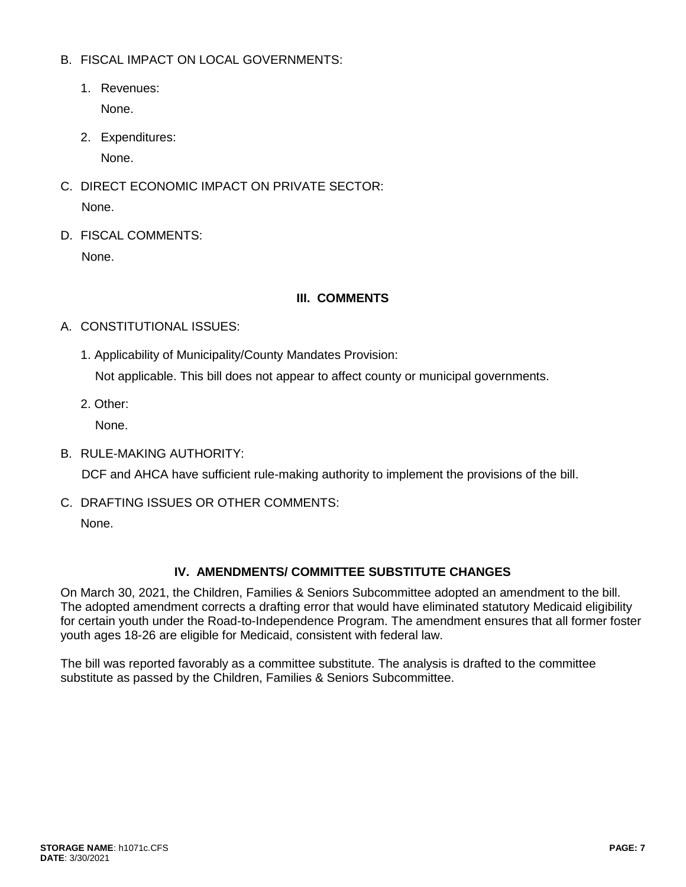B. FISCAL IMPACT ON LOCAL GOVERNMENTS:

1. Revenues:

   None.

2. Expenditures:

   None.

C. DIRECT ECONOMIC IMPACT ON PRIVATE SECTOR:

   None.

D. FISCAL COMMENTS:

   None.

## III. COMMENTS

A. CONSTITUTIONAL ISSUES:

1. Applicability of Municipality/County Mandates Provision:

   Not applicable. This bill does not appear to affect county or municipal governments.

2. Other:

   None.

B. RULE-MAKING AUTHORITY:

   DCF and AHCA have sufficient rule-making authority to implement the provisions of the bill.

C. DRAFTING ISSUES OR OTHER COMMENTS:

   None.

## IV. AMENDMENTS/ COMMITTEE SUBSTITUTE CHANGES

On March 30, 2021, the Children, Families & Seniors Subcommittee adopted an amendment to the bill. The adopted amendment corrects a drafting error that would have eliminated statutory Medicaid eligibility for certain youth under the Road-to-Independence Program. The amendment ensures that all former foster youth ages 18-26 are eligible for Medicaid, consistent with federal law.

The bill was reported favorably as a committee substitute. The analysis is drafted to the committee substitute as passed by the Children, Families & Seniors Subcommittee.